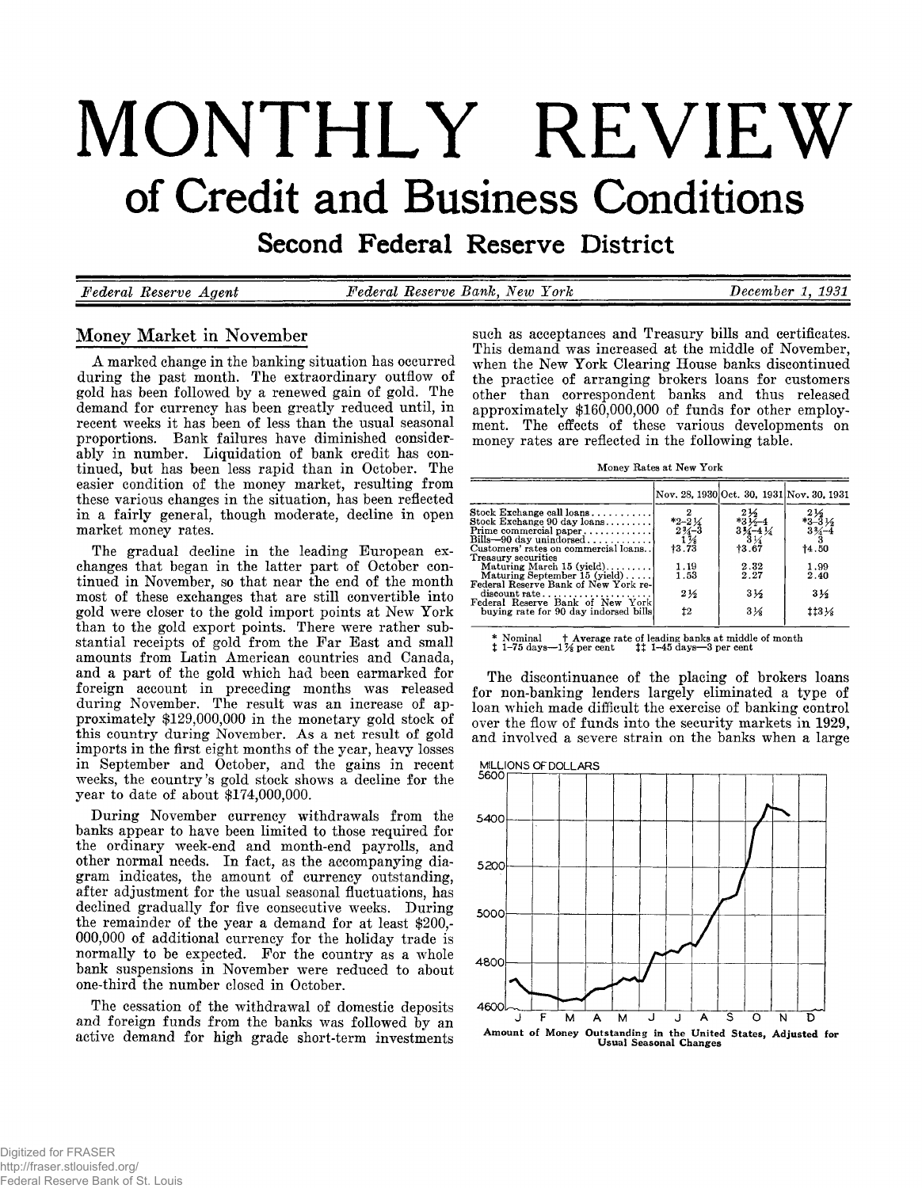# MONTHLY REVIEW

## of Credit and Business Conditions

### Second Federal Reserve District

*Federal Reserve Agent* — *Federal Reserve Bank, New York* — *December 1, 1931*

## Money Market in November

A marked change in the banking situation has occurred during the past month. The extraordinary outflow of gold has been followed by a renewed gain of gold. The demand for currency has been greatly reduced until, in recent weeks it has been of less than the usual seasonal proportions. Bank failures have diminished considerably in number. Liquidation of bank credit has continued, but has been less rapid than in October. The easier condition of the money market, resulting from these various changes in the situation, has been reflected in a fairly general, though moderate, decline in open market money rates.

The gradual decline in the leading European exchanges that began in the latter part of October continued in November, so that near the end of the month most of these exchanges that are still convertible into gold were closer to the gold import points at New York than to the gold export points. There were rather substantial receipts of gold from the Far East and small amounts from Latin American countries and Canada, and a part of the gold which had been earmarked for foreign account in preceding months was released during November. The result was an increase of approximately $129,000,000 in the monetary gold stock of this country during November. As a net result of gold imports in the first eight months of the year, heavy losses in September and October, and the gains in recent weeks, the country's gold stock shows a decline for the year to date of about $174,000,000.

During November currency withdrawals from the banks appear to have been limited to those required for the ordinary week-end and month-end payrolls, and other normal needs. In fact, as the accompanying diagram indicates, the amount of currency outstanding, after adjustment for the usual seasonal fluctuations, has declined gradually for five consecutive weeks. During the remainder of the year a demand for at least $200,000,000 of additional currency for the holiday trade is normally to be expected. For the country as a whole bank suspensions in November were reduced to about one-third the number closed in October.

The cessation of the withdrawal of domestic deposits and foreign funds from the banks was followed by an active demand for high grade short-term investments such as acceptances and Treasury bills and certificates. This demand was increased at the middle of November, when the New York Clearing House banks discontinued the practice of arranging brokers loans for customers other than correspondent banks and thus released approximately $160,000,000 of funds for other employment. The effects of these various developments on money rates are reflected in the following table.

Money Rates at New York

| | Nov. 28, 1930 | Oct. 30, 1931 | Nov. 30, 1931 |
|---|---|---|---|
| Stock Exchange call loans | 2 | 2½ | 2½ |
| Stock Exchange 90 day loans | *2–2¼ | *3½–4 | *3–3½ |
| Prime commercial paper | 2¾–3 | 3¾–4¼ | 3¾–4 |
| Bills—90 day unindorsed | 1⅞ | 3¼ | 3 |
| Customers' rates on commercial loans | †3.73 | †3.67 | †4.50 |
| Treasury securities | | | |
| Maturing March 15 (yield) | 1.19 | 2.32 | 1.99 |
| Maturing September 15 (yield) | 1.53 | 2.27 | 2.40 |
| Federal Reserve Bank of New York rediscount rate | 2½ | 3½ | 3½ |
| Federal Reserve Bank of New York buying rate for 90 day indorsed bills | ‡2 | 3⅛ | ‡‡3⅛ |

\* Nominal † Average rate of leading banks at middle of month
‡ 1–75 days—1⅞ per cent ‡‡ 1–45 days—3 per cent

The discontinuance of the placing of brokers loans for non-banking lenders largely eliminated a type of loan which made difficult the exercise of banking control over the flow of funds into the security markets in 1929, and involved a severe strain on the banks when a large

Amount of Money Outstanding in the United States, Adjusted for Usual Seasonal Changes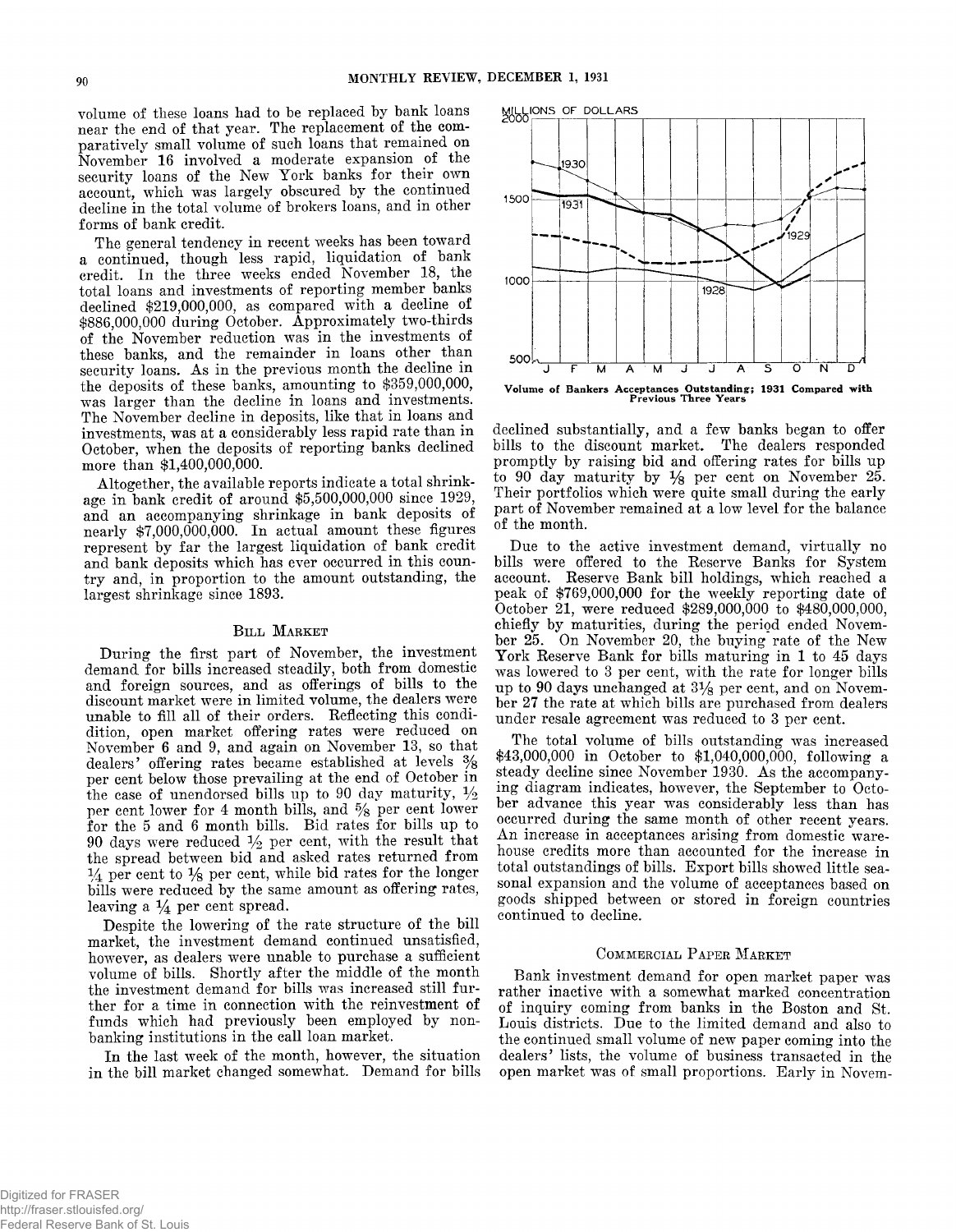volume of these loans had to be replaced by bank loans near the end of that year. The replacement of the comparatively small volume of such loans that remained on November 16 involved a moderate expansion of the security loans of the New York banks for their own account, which was largely obscured by the continued decline in the total volume of brokers loans, and in other forms of bank credit.

The general tendency in recent weeks has been toward a continued, though less rapid, liquidation of bank credit. In the three weeks ended November 18, the total loans and investments of reporting member banks declined $219,000,000, as compared with a decline of $886,000,000 during October. Approximately two-thirds of the November reduction was in the investments of these banks, and the remainder in loans other than security loans. As in the previous month the decline in the deposits of these banks, amounting to $359,000,000, was larger than the decline in loans and investments. The November decline in deposits, like that in loans and investments, was at a considerably less rapid rate than in October, when the deposits of reporting banks declined more than $1,400,000,000.

Altogether, the available reports indicate a total shrinkage in bank credit of around $5,500,000,000 since 1929, and an accompanying shrinkage in bank deposits of nearly $7,000,000,000. In actual amount these figures represent by far the largest liquidation of bank credit and bank deposits which has ever occurred in this country and, in proportion to the amount outstanding, the largest shrinkage since 1893.

## Bill Market

During the first part of November, the investment demand for bills increased steadily, both from domestic and foreign sources, and as offerings of bills to the discount market were in limited volume, the dealers were unable to fill all of their orders. Reflecting this condition, open market offering rates were reduced on November 6 and 9, and again on November 13, so that dealers' offering rates became established at levels 3/8 per cent below those prevailing at the end of October in the case of unendorsed bills up to 90 day maturity, 1/2 per cent lower for 4 month bills, and 5/8 per cent lower for the 5 and 6 month bills. Bid rates for bills up to 90 days were reduced 1/2 per cent, with the result that the spread between bid and asked rates returned from 1/4 per cent to 1/8 per cent, while bid rates for the longer bills were reduced by the same amount as offering rates, leaving a 1/4 per cent spread.

Despite the lowering of the rate structure of the bill market, the investment demand continued unsatisfied, however, as dealers were unable to purchase a sufficient volume of bills. Shortly after the middle of the month the investment demand for bills was increased still further for a time in connection with the reinvestment of funds which had previously been employed by nonbanking institutions in the call loan market.

In the last week of the month, however, the situation in the bill market changed somewhat. Demand for bills declined substantially, and a few banks began to offer bills to the discount market. The dealers responded promptly by raising bid and offering rates for bills up to 90 day maturity by 1/8 per cent on November 25. Their portfolios which were quite small during the early part of November remained at a low level for the balance of the month.

Volume of Bankers Acceptances Outstanding; 1931 Compared with Previous Three Years

Due to the active investment demand, virtually no bills were offered to the Reserve Banks for System account. Reserve Bank bill holdings, which reached a peak of $769,000,000 for the weekly reporting date of October 21, were reduced $289,000,000 to $480,000,000, chiefly by maturities, during the period ended November 25. On November 20, the buying rate of the New York Reserve Bank for bills maturing in 1 to 45 days was lowered to 3 per cent, with the rate for longer bills up to 90 days unchanged at 3 1/8 per cent, and on November 27 the rate at which bills are purchased from dealers under resale agreement was reduced to 3 per cent.

The total volume of bills outstanding was increased $43,000,000 in October to $1,040,000,000, following a steady decline since November 1930. As the accompanying diagram indicates, however, the September to October advance this year was considerably less than has occurred during the same month of other recent years. An increase in acceptances arising from domestic warehouse credits more than accounted for the increase in total outstandings of bills. Export bills showed little seasonal expansion and the volume of acceptances based on goods shipped between or stored in foreign countries continued to decline.

## Commercial Paper Market

Bank investment demand for open market paper was rather inactive with a somewhat marked concentration of inquiry coming from banks in the Boston and St. Louis districts. Due to the limited demand and also to the continued small volume of new paper coming into the dealers' lists, the volume of business transacted in the open market was of small proportions. Early in Novem-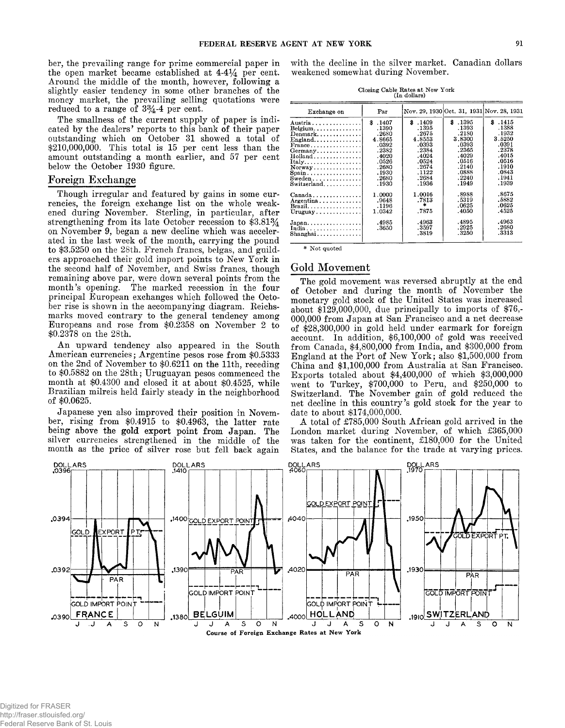ber, the prevailing range for prime commercial paper in the open market became established at 4-4¼ per cent. Around the middle of the month, however, following a slightly easier tendency in some other branches of the money market, the prevailing selling quotations were reduced to a range of 3¾-4 per cent.

The smallness of the current supply of paper is indicated by the dealers' reports to this bank of their paper outstanding which on October 31 showed a total of $210,000,000. This total is 15 per cent less than the amount outstanding a month earlier, and 57 per cent below the October 1930 figure.

## Foreign Exchange

Though irregular and featured by gains in some currencies, the foreign exchange list on the whole weakened during November. Sterling, in particular, after strengthening from its late October recession to $3.81¾ on November 9, began a new decline which was accelerated in the last week of the month, carrying the pound to $3.5250 on the 28th. French francs, belgas, and guilders approached their gold import points to New York in the second half of November, and Swiss francs, though remaining above par, were down several points from the month's opening. The marked recession in the four principal European exchanges which followed the October rise is shown in the accompanying diagram. Reichsmarks moved contrary to the general tendency among Europeans and rose from $0.2358 on November 2 to $0.2378 on the 28th.

An upward tendency also appeared in the South American currencies; Argentine pesos rose from $0.5333 on the 2nd of November to $0.6211 on the 11th, receding to $0.5882 on the 28th; Uruguayan pesos commenced the month at $0.4300 and closed it at about $0.4525, while Brazilian milreis held fairly steady in the neighborhood of $0.0625.

Japanese yen also improved their position in November, rising from $0.4915 to $0.4963, the latter rate being above the gold export point from Japan. The silver currencies strengthened in the middle of the month as the price of silver rose but fell back again with the decline in the silver market. Canadian dollars weakened somewhat during November.

Closing Cable Rates at New York
(In dollars)

| Exchange on | Par | Nov. 29, 1930 | Oct. 31, 1931 | Nov. 28, 1931 |
|---|---|---|---|---|
| Austria | $ .1407 | $ .1409 | $ .1395 | $ .1415 |
| Belgium | .1390 | .1395 | .1393 | .1388 |
| Denmark | .2680 | .2675 | .2180 | .1932 |
| England | 4.8665 | 4.8553 | 3.8300 | 3.5250 |
| France | .0392 | .0393 | .0393 | .0391 |
| Germany | .2382 | .2384 | .2365 | .2378 |
| Holland | .4020 | .4024 | .4029 | .4015 |
| Italy | .0526 | .0524 | .0516 | .0516 |
| Norway | .2680 | .2674 | .2140 | .1910 |
| Spain | .1930 | .1122 | .0888 | .0843 |
| Sweden | .2680 | .2684 | .2240 | .1941 |
| Switzerland | .1930 | .1936 | .1949 | .1939 |
| Canada | 1.0000 | 1.0016 | .8988 | .8675 |
| Argentina | .9648 | .7813 | .5319 | .5882 |
| Brazil | .1196 | * | .0625 | .0625 |
| Uruguay | 1.0342 | .7875 | .4050 | .4525 |
| Japan | .4985 | .4963 | .4895 | .4963 |
| India | .3650 | .3597 | .2925 | .2680 |
| Shanghai | | .3819 | .3250 | .3313 |

\* Not quoted

## Gold Movement

The gold movement was reversed abruptly at the end of October and during the month of November the monetary gold stock of the United States was increased about $129,000,000, due principally to imports of $76,000,000 from Japan at San Francisco and a net decrease of $28,300,000 in gold held under earmark for foreign account. In addition, $6,100,000 of gold was received from Canada, $4,800,000 from India, and $300,000 from England at the Port of New York; also $1,500,000 from China and $1,100,000 from Australia at San Francisco. Exports totaled about $4,400,000 of which $3,000,000 went to Turkey, $700,000 to Peru, and $250,000 to Switzerland. The November gain of gold reduced the net decline in this country's gold stock for the year to date to about $174,000,000.

A total of £785,000 South African gold arrived in the London market during November, of which £365,000 was taken for the continent, £180,000 for the United States, and the balance for the trade at varying prices.

Course of Foreign Exchange Rates at New York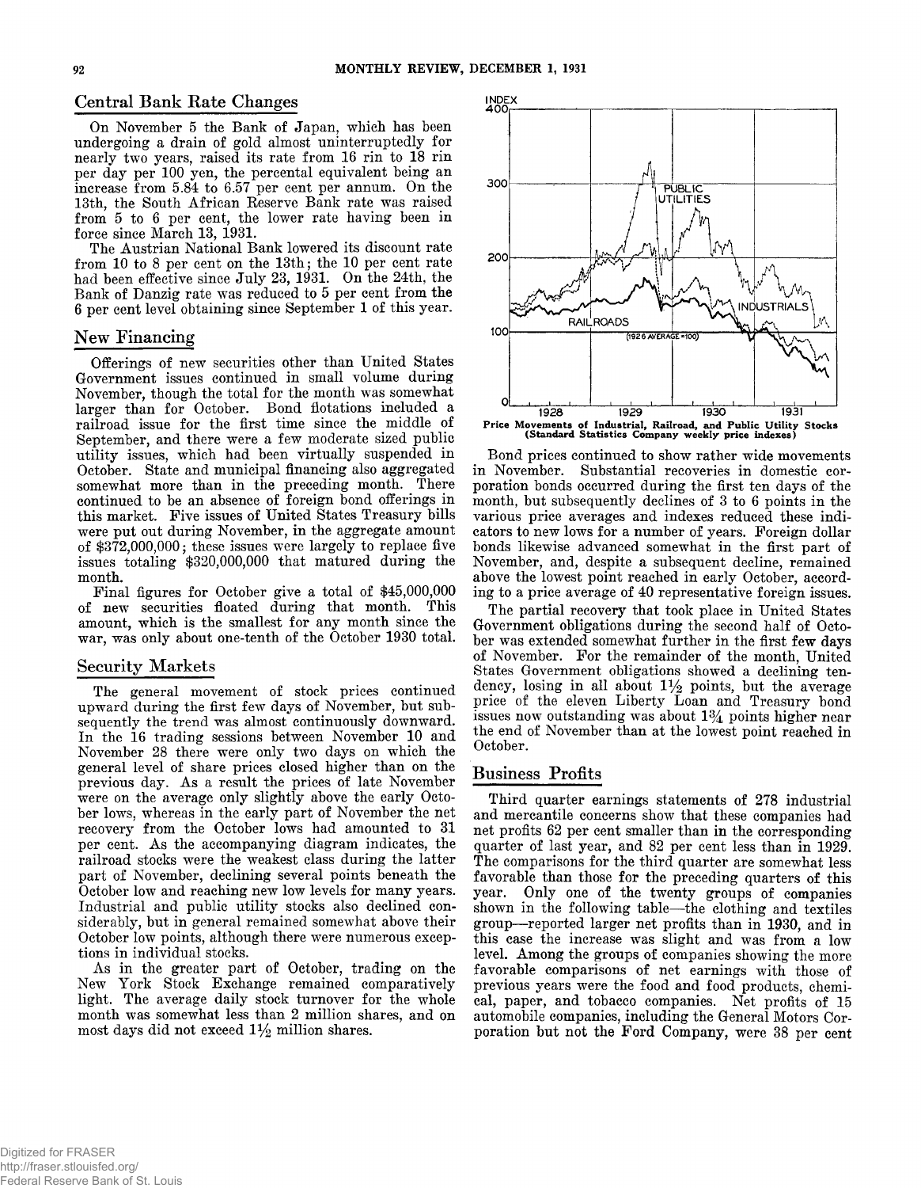## Central Bank Rate Changes

On November 5 the Bank of Japan, which has been undergoing a drain of gold almost uninterruptedly for nearly two years, raised its rate from 16 rin to 18 rin per day per 100 yen, the percental equivalent being an increase from 5.84 to 6.57 per cent per annum. On the 13th, the South African Reserve Bank rate was raised from 5 to 6 per cent, the lower rate having been in force since March 13, 1931.

The Austrian National Bank lowered its discount rate from 10 to 8 per cent on the 13th; the 10 per cent rate had been effective since July 23, 1931. On the 24th, the Bank of Danzig rate was reduced to 5 per cent from the 6 per cent level obtaining since September 1 of this year.

## New Financing

Offerings of new securities other than United States Government issues continued in small volume during November, though the total for the month was somewhat larger than for October. Bond flotations included a railroad issue for the first time since the middle of September, and there were a few moderate sized public utility issues, which had been virtually suspended in October. State and municipal financing also aggregated somewhat more than in the preceding month. There continued to be an absence of foreign bond offerings in this market. Five issues of United States Treasury bills were put out during November, in the aggregate amount of $372,000,000; these issues were largely to replace five issues totaling $320,000,000 that matured during the month.

Final figures for October give a total of $45,000,000 of new securities floated during that month. This amount, which is the smallest for any month since the war, was only about one-tenth of the October 1930 total.

## Security Markets

The general movement of stock prices continued upward during the first few days of November, but subsequently the trend was almost continuously downward. In the 16 trading sessions between November 10 and November 28 there were only two days on which the general level of share prices closed higher than on the previous day. As a result the prices of late November were on the average only slightly above the early October lows, whereas in the early part of November the net recovery from the October lows had amounted to 31 per cent. As the accompanying diagram indicates, the railroad stocks were the weakest class during the latter part of November, declining several points beneath the October low and reaching new low levels for many years. Industrial and public utility stocks also declined considerably, but in general remained somewhat above their October low points, although there were numerous exceptions in individual stocks.

As in the greater part of October, trading on the New York Stock Exchange remained comparatively light. The average daily stock turnover for the whole month was somewhat less than 2 million shares, and on most days did not exceed 1½ million shares.

**Price Movements of Industrial, Railroad, and Public Utility Stocks (Standard Statistics Company weekly price indexes)**

Bond prices continued to show rather wide movements in November. Substantial recoveries in domestic corporation bonds occurred during the first ten days of the month, but subsequently declines of 3 to 6 points in the various price averages and indexes reduced these indicators to new lows for a number of years. Foreign dollar bonds likewise advanced somewhat in the first part of November, and, despite a subsequent decline, remained above the lowest point reached in early October, according to a price average of 40 representative foreign issues.

The partial recovery that took place in United States Government obligations during the second half of October was extended somewhat further in the first few days of November. For the remainder of the month, United States Government obligations showed a declining tendency, losing in all about 1½ points, but the average price of the eleven Liberty Loan and Treasury bond issues now outstanding was about 1¾ points higher near the end of November than at the lowest point reached in October.

## Business Profits

Third quarter earnings statements of 278 industrial and mercantile concerns show that these companies had net profits 62 per cent smaller than in the corresponding quarter of last year, and 82 per cent less than in 1929. The comparisons for the third quarter are somewhat less favorable than those for the preceding quarters of this year. Only one of the twenty groups of companies shown in the following table—the clothing and textiles group—reported larger net profits than in 1930, and in this case the increase was slight and was from a low level. Among the groups of companies showing the more favorable comparisons of net earnings with those of previous years were the food and food products, chemical, paper, and tobacco companies. Net profits of 15 automobile companies, including the General Motors Corporation but not the Ford Company, were 38 per cent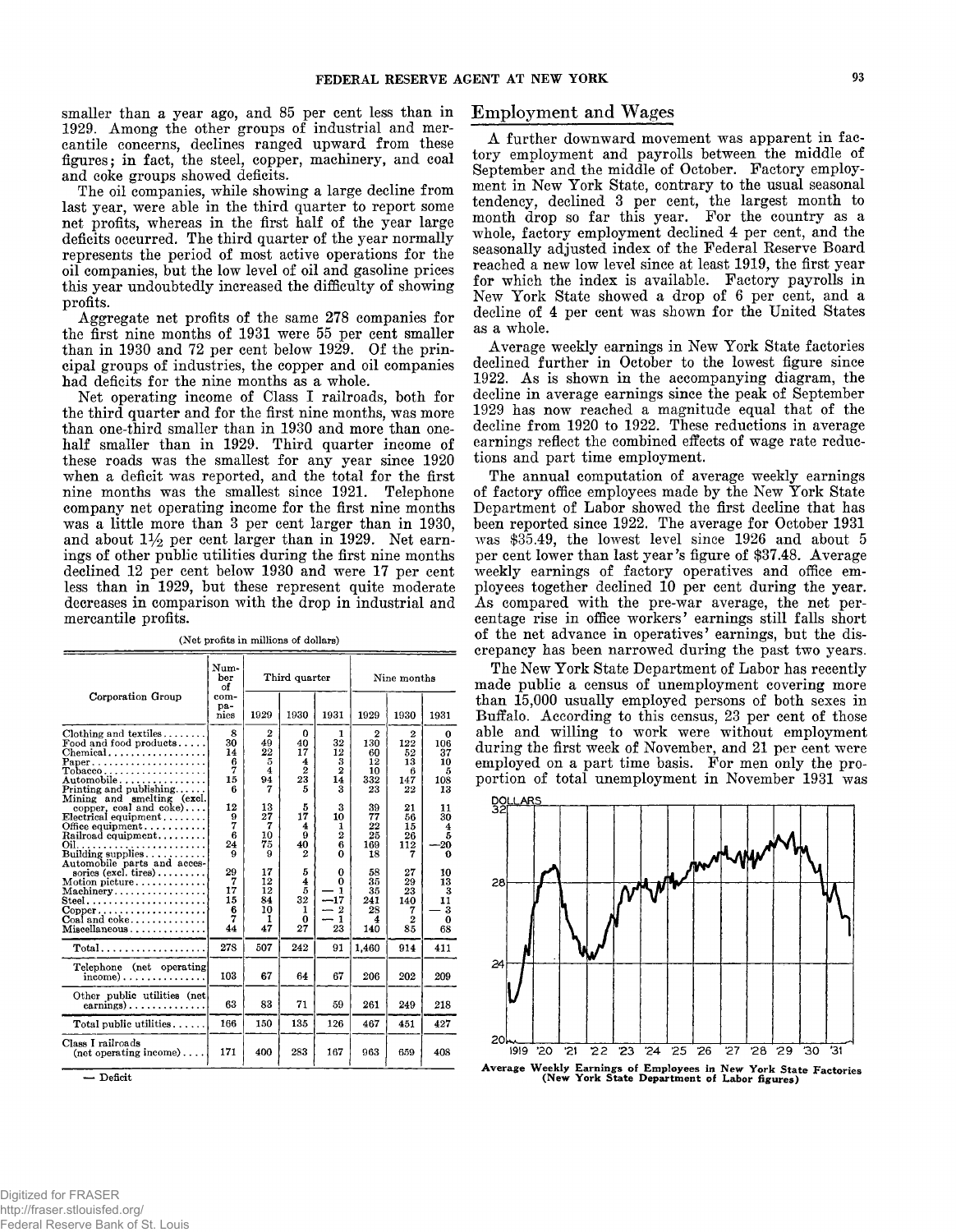smaller than a year ago, and 85 per cent less than in 1929. Among the other groups of industrial and mercantile concerns, declines ranged upward from these figures; in fact, the steel, copper, machinery, and coal and coke groups showed deficits.

The oil companies, while showing a large decline from last year, were able in the third quarter to report some net profits, whereas in the first half of the year large deficits occurred. The third quarter of the year normally represents the period of most active operations for the oil companies, but the low level of oil and gasoline prices this year undoubtedly increased the difficulty of showing profits.

Aggregate net profits of the same 278 companies for the first nine months of 1931 were 55 per cent smaller than in 1930 and 72 per cent below 1929. Of the principal groups of industries, the copper and oil companies had deficits for the nine months as a whole.

Net operating income of Class I railroads, both for the third quarter and for the first nine months, was more than one-third smaller than in 1930 and more than one-half smaller than in 1929. Third quarter income of these roads was the smallest for any year since 1920 when a deficit was reported, and the total for the first nine months was the smallest since 1921. Telephone company net operating income for the first nine months was a little more than 3 per cent larger than in 1930, and about 1½ per cent larger than in 1929. Net earnings of other public utilities during the first nine months declined 12 per cent below 1930 and were 17 per cent less than in 1929, but these represent quite moderate decreases in comparison with the drop in industrial and mercantile profits.

(Net profits in millions of dollars)

| Corporation Group | Number of companies | Third quarter | | | Nine months | | |
|---|---|---|---|---|---|---|---|
| | | 1929 | 1930 | 1931 | 1929 | 1930 | 1931 |
| Clothing and textiles | 8 | 2 | 0 | 1 | 2 | 2 | 0 |
| Food and food products | 30 | 49 | 40 | 32 | 130 | 122 | 106 |
| Chemical | 14 | 22 | 17 | 12 | 60 | 52 | 37 |
| Paper | 6 | 5 | 4 | 3 | 12 | 13 | 10 |
| Tobacco | 7 | 4 | 2 | 2 | 10 | 6 | 5 |
| Automobile | 15 | 94 | 23 | 14 | 332 | 147 | 108 |
| Printing and publishing | 6 | 7 | 5 | 3 | 23 | 22 | 13 |
| Mining and smelting (excl. copper, coal and coke) | 12 | 13 | 5 | 3 | 39 | 21 | 11 |
| Electrical equipment | 9 | 27 | 17 | 10 | 77 | 56 | 30 |
| Office equipment | 7 | 7 | 4 | 1 | 22 | 15 | 4 |
| Railroad equipment | 6 | 10 | 9 | 2 | 25 | 26 | 5 |
| Oil | 24 | 75 | 40 | 6 | 169 | 112 | —20 |
| Building supplies | 9 | 9 | 2 | 0 | 18 | 7 | 0 |
| Automobile parts and accessories (excl. tires) | 29 | 17 | 5 | 0 | 58 | 27 | 10 |
| Motion picture | 7 | 12 | 4 | 0 | 35 | 29 | 13 |
| Machinery | 17 | 12 | 5 | — 1 | 35 | 23 | 3 |
| Steel | 15 | 84 | 32 | —17 | 241 | 140 | 11 |
| Copper | 6 | 10 | 1 | — 2 | 28 | 7 | — 3 |
| Coal and coke | 7 | 1 | 0 | — 1 | 4 | 2 | 0 |
| Miscellaneous | 44 | 47 | 27 | 23 | 140 | 85 | 68 |
| Total | 278 | 507 | 242 | 91 | 1,460 | 914 | 411 |
| Telephone (net operating income) | 103 | 67 | 64 | 67 | 206 | 202 | 209 |
| Other public utilities (net earnings) | 63 | 83 | 71 | 59 | 261 | 249 | 218 |
| Total public utilities | 166 | 150 | 135 | 126 | 467 | 451 | 427 |
| Class I railroads (net operating income) | 171 | 400 | 283 | 167 | 963 | 659 | 408 |

— Deficit

## Employment and Wages

A further downward movement was apparent in factory employment and payrolls between the middle of September and the middle of October. Factory employment in New York State, contrary to the usual seasonal tendency, declined 3 per cent, the largest month to month drop so far this year. For the country as a whole, factory employment declined 4 per cent, and the seasonally adjusted index of the Federal Reserve Board reached a new low level since at least 1919, the first year for which the index is available. Factory payrolls in New York State showed a drop of 6 per cent, and a decline of 4 per cent was shown for the United States as a whole.

Average weekly earnings in New York State factories declined further in October to the lowest figure since 1922. As is shown in the accompanying diagram, the decline in average earnings since the peak of September 1929 has now reached a magnitude equal that of the decline from 1920 to 1922. These reductions in average earnings reflect the combined effects of wage rate reductions and part time employment.

The annual computation of average weekly earnings of factory office employees made by the New York State Department of Labor showed the first decline that has been reported since 1922. The average for October 1931 was $35.49, the lowest level since 1926 and about 5 per cent lower than last year's figure of $37.48. Average weekly earnings of factory operatives and office employees together declined 10 per cent during the year. As compared with the pre-war average, the net percentage rise in office workers' earnings still falls short of the net advance in operatives' earnings, but the discrepancy has been narrowed during the past two years.

The New York State Department of Labor has recently made public a census of unemployment covering more than 15,000 usually employed persons of both sexes in Buffalo. According to this census, 23 per cent of those able and willing to work were without employment during the first week of November, and 21 per cent were employed on a part time basis. For men only the proportion of total unemployment in November 1931 was

**Average Weekly Earnings of Employees in New York State Factories (New York State Department of Labor figures)**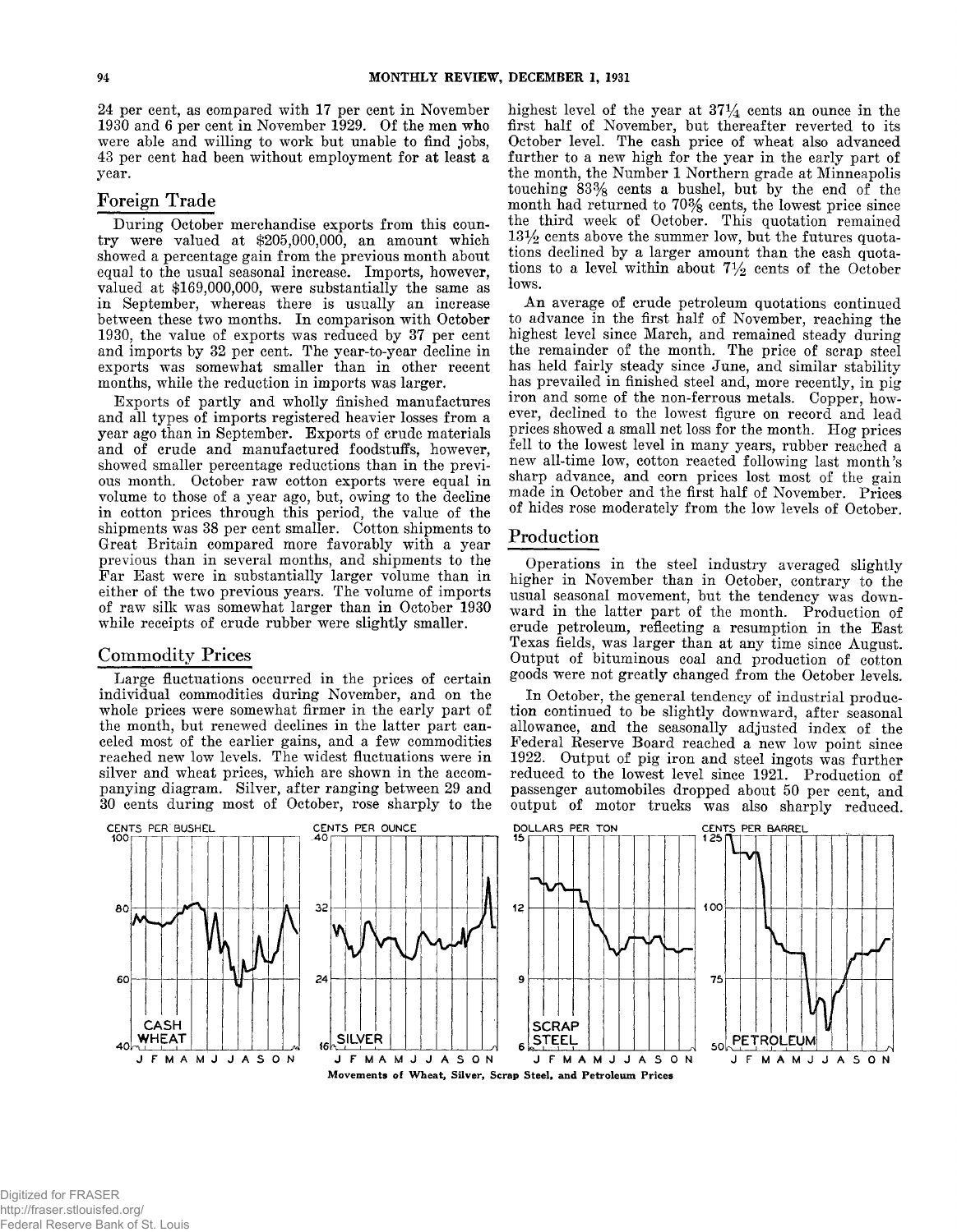24 per cent, as compared with 17 per cent in November 1930 and 6 per cent in November 1929. Of the men who were able and willing to work but unable to find jobs, 43 per cent had been without employment for at least a year.

## Foreign Trade

During October merchandise exports from this country were valued at $205,000,000, an amount which showed a percentage gain from the previous month about equal to the usual seasonal increase. Imports, however, valued at $169,000,000, were substantially the same as in September, whereas there is usually an increase between these two months. In comparison with October 1930, the value of exports was reduced by 37 per cent and imports by 32 per cent. The year-to-year decline in exports was somewhat smaller than in other recent months, while the reduction in imports was larger.

Exports of partly and wholly finished manufactures and all types of imports registered heavier losses from a year ago than in September. Exports of crude materials and of crude and manufactured foodstuffs, however, showed smaller percentage reductions than in the previous month. October raw cotton exports were equal in volume to those of a year ago, but, owing to the decline in cotton prices through this period, the value of the shipments was 38 per cent smaller. Cotton shipments to Great Britain compared more favorably with a year previous than in several months, and shipments to the Far East were in substantially larger volume than in either of the two previous years. The volume of imports of raw silk was somewhat larger than in October 1930 while receipts of crude rubber were slightly smaller.

## Commodity Prices

Large fluctuations occurred in the prices of certain individual commodities during November, and on the whole prices were somewhat firmer in the early part of the month, but renewed declines in the latter part canceled most of the earlier gains, and a few commodities reached new low levels. The widest fluctuations were in silver and wheat prices, which are shown in the accompanying diagram. Silver, after ranging between 29 and 30 cents during most of October, rose sharply to the highest level of the year at 37¼ cents an ounce in the first half of November, but thereafter reverted to its October level. The cash price of wheat also advanced further to a new high for the year in the early part of the month, the Number 1 Northern grade at Minneapolis touching 83⅜ cents a bushel, but by the end of the month had returned to 70⅜ cents, the lowest price since the third week of October. This quotation remained 13½ cents above the summer low, but the futures quotations declined by a larger amount than the cash quotations to a level within about 7½ cents of the October lows.

An average of crude petroleum quotations continued to advance in the first half of November, reaching the highest level since March, and remained steady during the remainder of the month. The price of scrap steel has held fairly steady since June, and similar stability has prevailed in finished steel and, more recently, in pig iron and some of the non-ferrous metals. Copper, however, declined to the lowest figure on record and lead prices showed a small net loss for the month. Hog prices fell to the lowest level in many years, rubber reached a new all-time low, cotton reacted following last month's sharp advance, and corn prices lost most of the gain made in October and the first half of November. Prices of hides rose moderately from the low levels of October.

## Production

Operations in the steel industry averaged slightly higher in November than in October, contrary to the usual seasonal movement, but the tendency was downward in the latter part of the month. Production of crude petroleum, reflecting a resumption in the East Texas fields, was larger than at any time since August. Output of bituminous coal and production of cotton goods were not greatly changed from the October levels.

In October, the general tendency of industrial production continued to be slightly downward, after seasonal allowance, and the seasonally adjusted index of the Federal Reserve Board reached a new low point since 1922. Output of pig iron and steel ingots was further reduced to the lowest level since 1921. Production of passenger automobiles dropped about 50 per cent, and output of motor trucks was also sharply reduced.

**Movements of Wheat, Silver, Scrap Steel, and Petroleum Prices**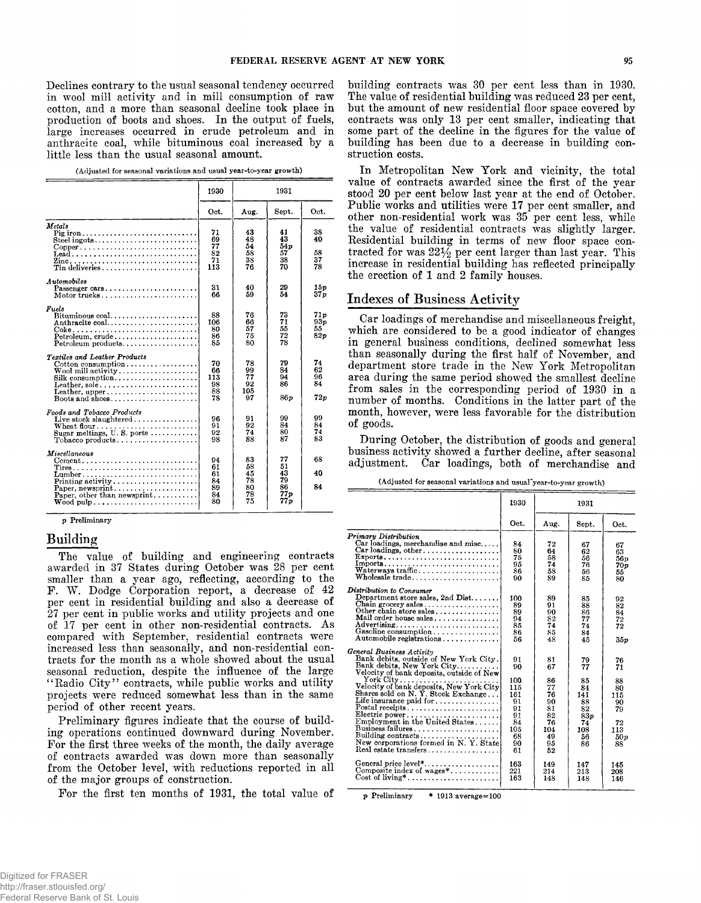Declines contrary to the usual seasonal tendency occurred in wool mill activity and in mill consumption of raw cotton, and a more than seasonal decline took place in production of boots and shoes. In the output of fuels, large increases occurred in crude petroleum and in anthracite coal, while bituminous coal increased by a little less than the usual seasonal amount.

(Adjusted for seasonal variations and usual year-to-year growth)

| | 1930 | 1931 | | |
|---|---|---|---|---|
| | Oct. | Aug. | Sept. | Oct. |
| *Metals* | | | | |
| Pig iron | 71 | 43 | 41 | 38 |
| Steel ingots | 69 | 48 | 43 | 40 |
| Copper | 77 | 54 | 54p | |
| Lead | 82 | 58 | 57 | 58 |
| Zinc | 71 | 38 | 38 | 37 |
| Tin deliveries | 113 | 76 | 70 | 78 |
| *Automobiles* | | | | |
| Passenger cars | 31 | 40 | 29 | 15p |
| Motor trucks | 66 | 59 | 54 | 37p |
| *Fuels* | | | | |
| Bituminous coal | 88 | 76 | 73 | 71p |
| Anthracite coal | 106 | 66 | 71 | 93p |
| Coke | 80 | 57 | 55 | 55 |
| Petroleum, crude | 86 | 75 | 72 | 82p |
| Petroleum products | 85 | 80 | 78 | |
| *Textiles and Leather Products* | | | | |
| Cotton consumption | 70 | 78 | 79 | 74 |
| Wool mill activity | 66 | 99 | 84 | 62 |
| Silk consumption | 113 | 77 | 94 | 96 |
| Leather, sole | 98 | 92 | 86 | 84 |
| Leather, upper | 88 | 105 | | |
| Boots and shoes | 78 | 97 | 86p | 72p |
| *Foods and Tobacco Products* | | | | |
| Live stock slaughtered | 96 | 91 | 99 | 99 |
| Wheat flour | 91 | 92 | 84 | 84 |
| Sugar meltings, U. S. ports | 92 | 74 | 80 | 74 |
| Tobacco products | 98 | 88 | 87 | 83 |
| *Miscellaneous* | | | | |
| Cement | 94 | 83 | 77 | 68 |
| Tires | 61 | 58 | 51 | |
| Lumber | 61 | 45 | 43 | 40 |
| Printing activity | 84 | 78 | 79 | |
| Paper, newsprint | 89 | 80 | 86 | 84 |
| Paper, other than newsprint | 84 | 78 | 77p | |
| Wood pulp | 80 | 75 | 77p | |

p Preliminary

## Building

The value of building and engineering contracts awarded in 37 States during October was 28 per cent smaller than a year ago, reflecting, according to the F. W. Dodge Corporation report, a decrease of 42 per cent in residential building and also a decrease of 27 per cent in public works and utility projects and one of 17 per cent in other non-residential contracts. As compared with September, residential contracts were increased less than seasonally, and non-residential contracts for the month as a whole showed about the usual seasonal reduction, despite the influence of the large "Radio City" contracts, while public works and utility projects were reduced somewhat less than in the same period of other recent years.

Preliminary figures indicate that the course of building operations continued downward during November. For the first three weeks of the month, the daily average of contracts awarded was down more than seasonally from the October level, with reductions reported in all of the major groups of construction.

For the first ten months of 1931, the total value of building contracts was 30 per cent less than in 1930. The value of residential building was reduced 23 per cent, but the amount of new residential floor space covered by contracts was only 13 per cent smaller, indicating that some part of the decline in the figures for the value of building has been due to a decrease in building construction costs.

In Metropolitan New York and vicinity, the total value of contracts awarded since the first of the year stood 20 per cent below last year at the end of October. Public works and utilities were 17 per cent smaller, and other non-residential work was 35 per cent less, while the value of residential contracts was slightly larger. Residential building in terms of new floor space contracted for was 22½ per cent larger than last year. This increase in residential building has reflected principally the erection of 1 and 2 family houses.

## Indexes of Business Activity

Car loadings of merchandise and miscellaneous freight, which are considered to be a good indicator of changes in general business conditions, declined somewhat less than seasonally during the first half of November, and department store trade in the New York Metropolitan area during the same period showed the smallest decline from sales in the corresponding period of 1930 in a number of months. Conditions in the latter part of the month, however, were less favorable for the distribution of goods.

During October, the distribution of goods and general business activity showed a further decline, after seasonal adjustment. Car loadings, both of merchandise and

(Adjusted for seasonal variations and usual year-to-year growth)

| | 1930 | 1931 | | |
|---|---|---|---|---|
| | Oct. | Aug. | Sept. | Oct. |
| *Primary Distribution* | | | | |
| Car loadings, merchandise and misc. | 84 | 72 | 67 | 67 |
| Car loadings, other | 80 | 64 | 62 | 63 |
| Exports | 75 | 58 | 56 | 56p |
| Imports | 95 | 74 | 76 | 70p |
| Waterways traffic | 86 | 58 | 56 | 55 |
| Wholesale trade | 90 | 89 | 85 | 80 |
| *Distribution to Consumer* | | | | |
| Department store sales, 2nd Dist. | 100 | 89 | 85 | 92 |
| Chain grocery sales | 89 | 91 | 88 | 82 |
| Other chain store sales | 89 | 90 | 86 | 84 |
| Mail order house sales | 94 | 82 | 77 | 72 |
| Advertising | 85 | 74 | 74 | 72 |
| Gasoline consumption | 86 | 85 | 84 | |
| Automobile registrations | 56 | 48 | 45 | 35p |
| *General Business Activity* | | | | |
| Bank debits, outside of New York City | 91 | 81 | 79 | 76 |
| Bank debits, New York City | 90 | 67 | 77 | 71 |
| Velocity of bank deposits, outside of New York City | 100 | 86 | 85 | 88 |
| Velocity of bank deposits, New York City | 115 | 77 | 84 | 80 |
| Shares sold on N. Y. Stock Exchange | 161 | 76 | 141 | 115 |
| Life insurance paid for | 91 | 90 | 88 | 90 |
| Postal receipts | 91 | 81 | 82 | 79 |
| Electric power | 91 | 82 | 83p | |
| Employment in the United States | 84 | 76 | 74 | 72 |
| Business failures | 105 | 104 | 108 | 113 |
| Building contracts | 68 | 49 | 56 | 50p |
| New corporations formed in N. Y. State | 90 | 95 | 86 | 88 |
| Real estate transfers | 61 | 52 | | |
| General price level* | 163 | 149 | 147 | 145 |
| Composite index of wages* | 221 | 214 | 213 | 208 |
| Cost of living* | 163 | 148 | 148 | 146 |

p Preliminary  * 1913 average=100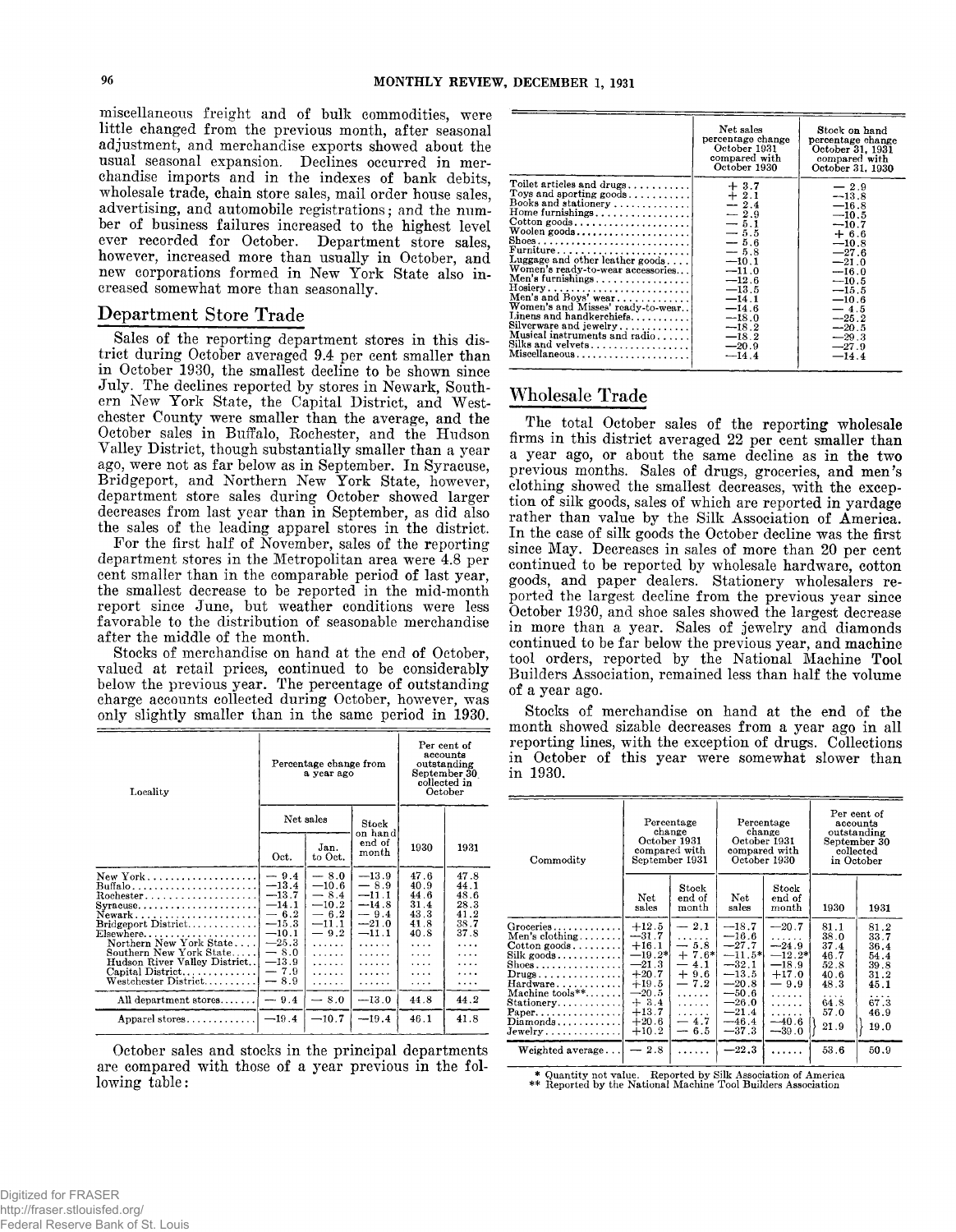miscellaneous freight and of bulk commodities, were little changed from the previous month, after seasonal adjustment, and merchandise exports showed about the usual seasonal expansion. Declines occurred in merchandise imports and in the indexes of bank debits, wholesale trade, chain store sales, mail order house sales, advertising, and automobile registrations; and the number of business failures increased to the highest level ever recorded for October. Department store sales, however, increased more than usually in October, and new corporations formed in New York State also increased somewhat more than seasonally.

## Department Store Trade

Sales of the reporting department stores in this district during October averaged 9.4 per cent smaller than in October 1930, the smallest decline to be shown since July. The declines reported by stores in Newark, Southern New York State, the Capital District, and Westchester County were smaller than the average, and the October sales in Buffalo, Rochester, and the Hudson Valley District, though substantially smaller than a year ago, were not as far below as in September. In Syracuse, Bridgeport, and Northern New York State, however, department store sales during October showed larger decreases from last year than in September, as did also the sales of the leading apparel stores in the district.

For the first half of November, sales of the reporting department stores in the Metropolitan area were 4.8 per cent smaller than in the comparable period of last year, the smallest decrease to be reported in the mid-month report since June, but weather conditions were less favorable to the distribution of seasonable merchandise after the middle of the month.

Stocks of merchandise on hand at the end of October, valued at retail prices, continued to be considerably below the previous year. The percentage of outstanding charge accounts collected during October, however, was only slightly smaller than in the same period in 1930.

| Locality | Percentage change from a year ago | | | Per cent of accounts outstanding September 30 collected in October | |
|---|---|---|---|---|---|
| | Net sales | | Stock on hand end of month | | |
| | Oct. | Jan. to Oct. | | 1930 | 1931 |
| New York | — 9.4 | — 8.0 | —13.9 | 47.6 | 47.8 |
| Buffalo | —13.4 | —10.6 | — 8.9 | 40.9 | 44.1 |
| Rochester | —13.7 | — 8.4 | —11.1 | 44.6 | 48.6 |
| Syracuse | —14.1 | —10.2 | —14.8 | 31.4 | 28.3 |
| Newark | — 6.2 | — 6.2 | — 9.4 | 43.3 | 41.2 |
| Bridgeport District | —15.3 | —11.1 | —21.0 | 41.8 | 38.7 |
| Elsewhere | —10.1 | — 9.2 | —11.1 | 40.8 | 37.8 |
| Northern New York State | —25.3 | ...... | ...... | .... | .... |
| Southern New York State | — 8.0 | ...... | ...... | .... | .... |
| Hudson River Valley District | —13.9 | ...... | ...... | .... | .... |
| Capital District | — 7.9 | ...... | ...... | .... | .... |
| Westchester District | — 8.9 | ...... | ...... | .... | .... |
| All department stores | — 9.4 | — 8.0 | —13.0 | 44.8 | 44.2 |
| Apparel stores | —19.4 | —10.7 | —19.4 | 46.1 | 41.8 |

October sales and stocks in the principal departments are compared with those of a year previous in the following table:

| | Net sales percentage change October 1931 compared with October 1930 | Stock on hand percentage change October 31, 1931 compared with October 31, 1930 |
|---|---|---|
| Toilet articles and drugs | + 3.7 | — 2.9 |
| Toys and sporting goods | + 2.1 | —13.8 |
| Books and stationery | — 2.4 | —16.8 |
| Home furnishings | — 2.9 | —10.5 |
| Cotton goods | — 5.1 | —10.7 |
| Woolen goods | — 5.5 | + 6.6 |
| Shoes | — 5.6 | —10.8 |
| Furniture | — 5.8 | —27.6 |
| Luggage and other leather goods | —10.1 | —21.0 |
| Women's ready-to-wear accessories | —11.0 | —16.0 |
| Men's furnishings | —12.6 | —10.5 |
| Hosiery | —13.5 | —15.5 |
| Men's and Boys' wear | —14.1 | —10.6 |
| Women's and Misses' ready-to-wear | —14.6 | — 4.5 |
| Linens and handkerchiefs | —18.0 | —25.2 |
| Silverware and jewelry | —18.2 | —20.5 |
| Musical instruments and radio | —18.2 | —29.3 |
| Silks and velvets | —20.9 | —27.9 |
| Miscellaneous | —14.4 | —14.4 |

## Wholesale Trade

The total October sales of the reporting wholesale firms in this district averaged 22 per cent smaller than a year ago, or about the same decline as in the two previous months. Sales of drugs, groceries, and men's clothing showed the smallest decreases, with the exception of silk goods, sales of which are reported in yardage rather than value by the Silk Association of America. In the case of silk goods the October decline was the first since May. Decreases in sales of more than 20 per cent continued to be reported by wholesale hardware, cotton goods, and paper dealers. Stationery wholesalers reported the largest decline from the previous year since October 1930, and shoe sales showed the largest decrease in more than a year. Sales of jewelry and diamonds continued to be far below the previous year, and machine tool orders, reported by the National Machine Tool Builders Association, remained less than half the volume of a year ago.

Stocks of merchandise on hand at the end of the month showed sizable decreases from a year ago in all reporting lines, with the exception of drugs. Collections in October of this year were somewhat slower than in 1930.

| Commodity | Percentage change October 1931 compared with September 1931 | | Percentage change October 1931 compared with October 1930 | | Per cent of accounts outstanding September 30 collected in October | |
|---|---|---|---|---|---|---|
| | Net sales | Stock end of month | Net sales | Stock end of month | 1930 | 1931 |
| Groceries | +12.5 | — 2.1 | —18.7 | —20.7 | 81.1 | 81.2 |
| Men's clothing | —31.7 | ...... | —16.6 | ...... | 38.0 | 33.7 |
| Cotton goods | +16.1 | — 5.8 | —27.7 | —24.9 | 37.4 | 36.4 |
| Silk goods | —19.2* | + 7.6* | —11.5* | —12.2* | 46.7 | 54.4 |
| Shoes | —21.3 | — 4.1 | —32.1 | —18.9 | 52.8 | 39.8 |
| Drugs | +20.7 | + 9.6 | —13.5 | +17.0 | 40.6 | 31.2 |
| Hardware | +19.5 | — 7.2 | —20.8 | — 9.9 | 48.3 | 45.1 |
| Machine tools** | —20.5 | ...... | —50.6 | ...... | .... | .... |
| Stationery | + 3.4 | ...... | —26.0 | ...... | 64.8 | 67.3 |
| Paper | +13.7 | ...... | —21.4 | ...... | 57.0 | 46.9 |
| Diamonds | +20.6 | — 4.7 | —46.4 | —40.6 | 21.9 | 19.0 |
| Jewelry | +10.2 | — 6.5 | —37.3 | —39.0 | | |
| Weighted average | — 2.8 | ...... | —22.3 | ...... | 53.6 | 50.9 |

\* Quantity not value. Reported by Silk Association of America
\*\* Reported by the National Machine Tool Builders Association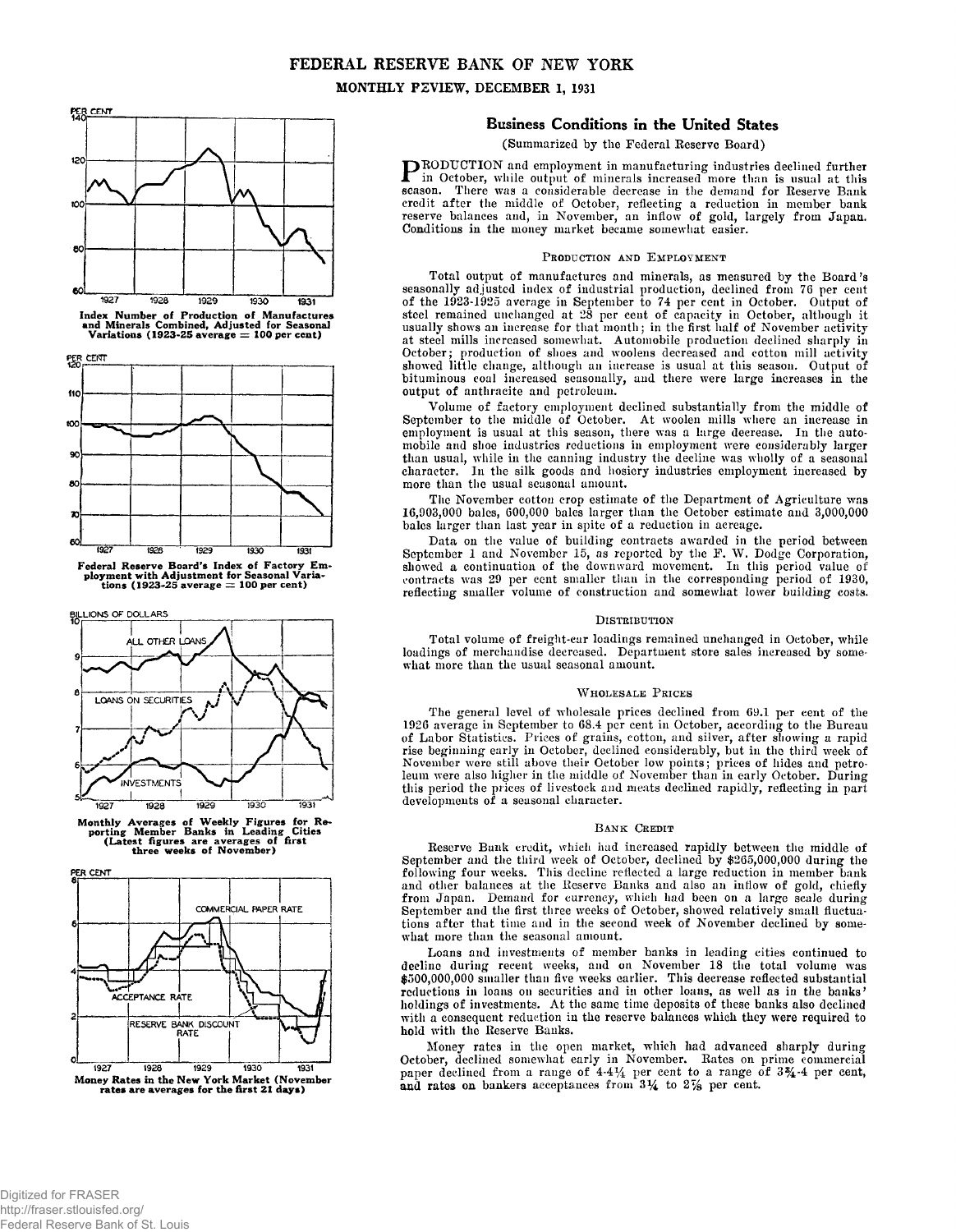# FEDERAL RESERVE BANK OF NEW YORK

MONTHLY REVIEW, DECEMBER 1, 1931

PER CENT
140
120
100
80
60
1927 1928 1929 1930 1931

**Index Number of Production of Manufactures and Minerals Combined, Adjusted for Seasonal Variations (1923-25 average = 100 per cent)**

PER CENT
120
110
100
90
80
70
60
1927 1928 1929 1930 1931

**Federal Reserve Board's Index of Factory Employment with Adjustment for Seasonal Variations (1923-25 average = 100 per cent)**

BILLIONS OF DOLLARS
10
9
8
7
6
5
ALL OTHER LOANS
LOANS ON SECURITIES
INVESTMENTS
1927 1928 1929 1930 1931

**Monthly Averages of Weekly Figures for Reporting Member Banks in Leading Cities (Latest figures are averages of first three weeks of November)**

PER CENT
8
6
4
2
0
COMMERCIAL PAPER RATE
ACCEPTANCE RATE
RESERVE BANK DISCOUNT RATE
1927 1928 1929 1930 1931

**Money Rates in the New York Market (November rates are averages for the first 21 days)**

## Business Conditions in the United States

(Summarized by the Federal Reserve Board)

PRODUCTION and employment in manufacturing industries declined further in October, while output of minerals increased more than is usual at this season. There was a considerable decrease in the demand for Reserve Bank credit after the middle of October, reflecting a reduction in member bank reserve balances and, in November, an inflow of gold, largely from Japan. Conditions in the money market became somewhat easier.

### Production and Employment

Total output of manufactures and minerals, as measured by the Board's seasonally adjusted index of industrial production, declined from 76 per cent of the 1923-1925 average in September to 74 per cent in October. Output of steel remained unchanged at 28 per cent of capacity in October, although it usually shows an increase for that month; in the first half of November activity at steel mills increased somewhat. Automobile production declined sharply in October; production of shoes and woolens decreased and cotton mill activity showed little change, although an increase is usual at this season. Output of bituminous coal increased seasonally, and there were large increases in the output of anthracite and petroleum.

Volume of factory employment declined substantially from the middle of September to the middle of October. At woolen mills where an increase in employment is usual at this season, there was a large decrease. In the automobile and shoe industries reductions in employment were considerably larger than usual, while in the canning industry the decline was wholly of a seasonal character. In the silk goods and hosiery industries employment increased by more than the usual seasonal amount.

The November cotton crop estimate of the Department of Agriculture was 16,903,000 bales, 600,000 bales larger than the October estimate and 3,000,000 bales larger than last year in spite of a reduction in acreage.

Data on the value of building contracts awarded in the period between September 1 and November 15, as reported by the F. W. Dodge Corporation, showed a continuation of the downward movement. In this period value of contracts was 29 per cent smaller than in the corresponding period of 1930, reflecting smaller volume of construction and somewhat lower building costs.

### Distribution

Total volume of freight-car loadings remained unchanged in October, while loadings of merchandise decreased. Department store sales increased by somewhat more than the usual seasonal amount.

### Wholesale Prices

The general level of wholesale prices declined from 69.1 per cent of the 1926 average in September to 68.4 per cent in October, according to the Bureau of Labor Statistics. Prices of grains, cotton, and silver, after showing a rapid rise beginning early in October, declined considerably, but in the third week of November were still above their October low points; prices of hides and petroleum were also higher in the middle of November than in early October. During this period the prices of livestock and meats declined rapidly, reflecting in part developments of a seasonal character.

### Bank Credit

Reserve Bank credit, which had increased rapidly between the middle of September and the third week of October, declined by $265,000,000 during the following four weeks. This decline reflected a large reduction in member bank and other balances at the Reserve Banks and also an inflow of gold, chiefly from Japan. Demand for currency, which had been on a large scale during September and the first three weeks of October, showed relatively small fluctuations after that time and in the second week of November declined by somewhat more than the seasonal amount.

Loans and investments of member banks in leading cities continued to decline during recent weeks, and on November 18 the total volume was $500,000,000 smaller than five weeks earlier. This decrease reflected substantial reductions in loans on securities and in other loans, as well as in the banks' holdings of investments. At the same time deposits of these banks also declined with a consequent reduction in the reserve balances which they were required to hold with the Reserve Banks.

Money rates in the open market, which had advanced sharply during October, declined somewhat early in November. Rates on prime commercial paper declined from a range of 4-4¼ per cent to a range of 3¾-4 per cent, and rates on bankers acceptances from 3¼ to 2⅞ per cent.